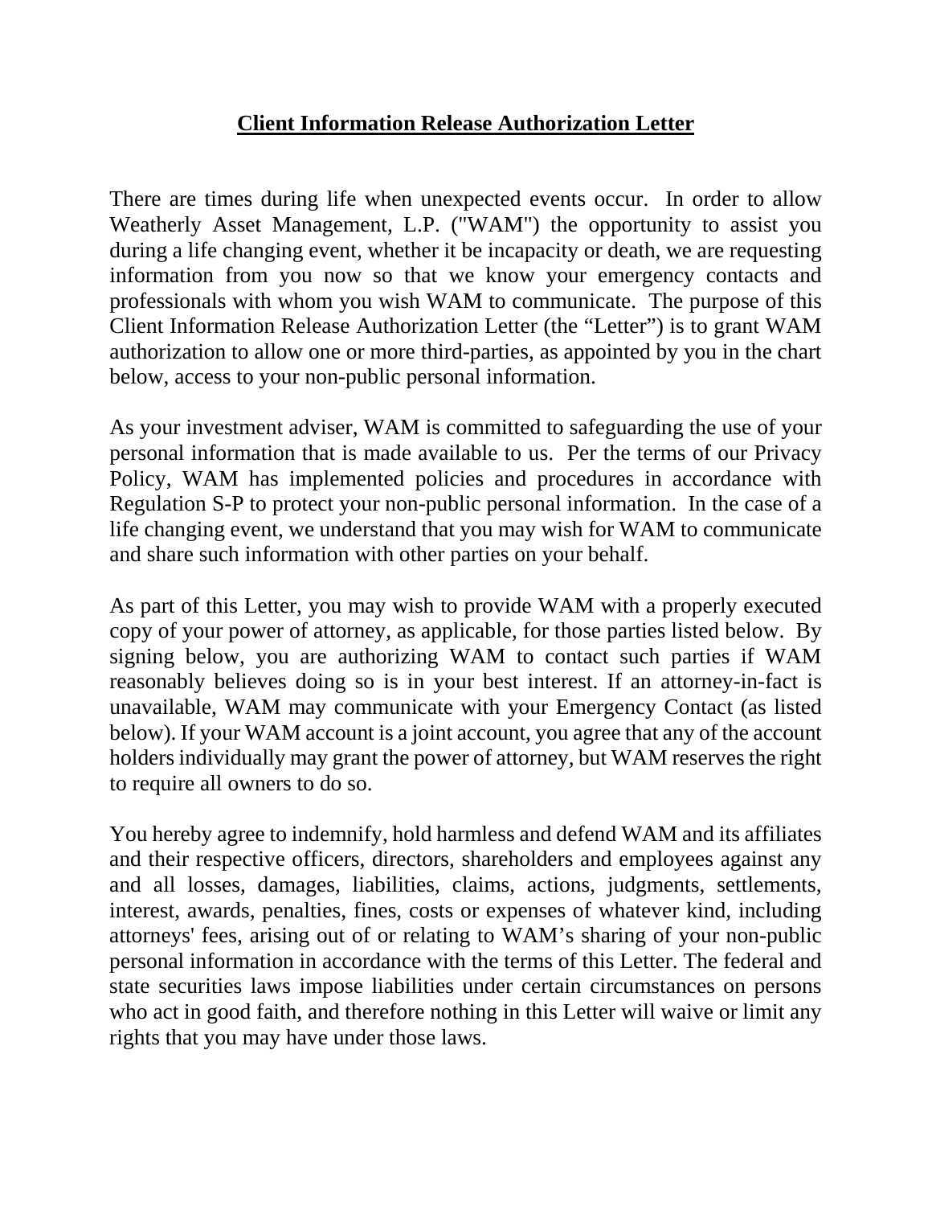# **Client Information Release Authorization Letter**

There are times during life when unexpected events occur. In order to allow Weatherly Asset Management, L.P. ("WAM") the opportunity to assist you during a life changing event, whether it be incapacity or death, we are requesting information from you now so that we know your emergency contacts and professionals with whom you wish WAM to communicate. The purpose of this Client Information Release Authorization Letter (the "Letter") is to grant WAM authorization to allow one or more third-parties, as appointed by you in the chart below, access to your non-public personal information.

As your investment adviser, WAM is committed to safeguarding the use of your personal information that is made available to us. Per the terms of our Privacy Policy, WAM has implemented policies and procedures in accordance with Regulation S-P to protect your non-public personal information. In the case of a life changing event, we understand that you may wish for WAM to communicate and share such information with other parties on your behalf.

As part of this Letter, you may wish to provide WAM with a properly executed copy of your power of attorney, as applicable, for those parties listed below. By signing below, you are authorizing WAM to contact such parties if WAM reasonably believes doing so is in your best interest. If an attorney-in-fact is unavailable, WAM may communicate with your Emergency Contact (as listed below). If your WAM account is a joint account, you agree that any of the account holders individually may grant the power of attorney, but WAM reserves the right to require all owners to do so.

You hereby agree to indemnify, hold harmless and defend WAM and its affiliates and their respective officers, directors, shareholders and employees against any and all losses, damages, liabilities, claims, actions, judgments, settlements, interest, awards, penalties, fines, costs or expenses of whatever kind, including attorneys' fees, arising out of or relating to WAM's sharing of your non-public personal information in accordance with the terms of this Letter. The federal and state securities laws impose liabilities under certain circumstances on persons who act in good faith, and therefore nothing in this Letter will waive or limit any rights that you may have under those laws.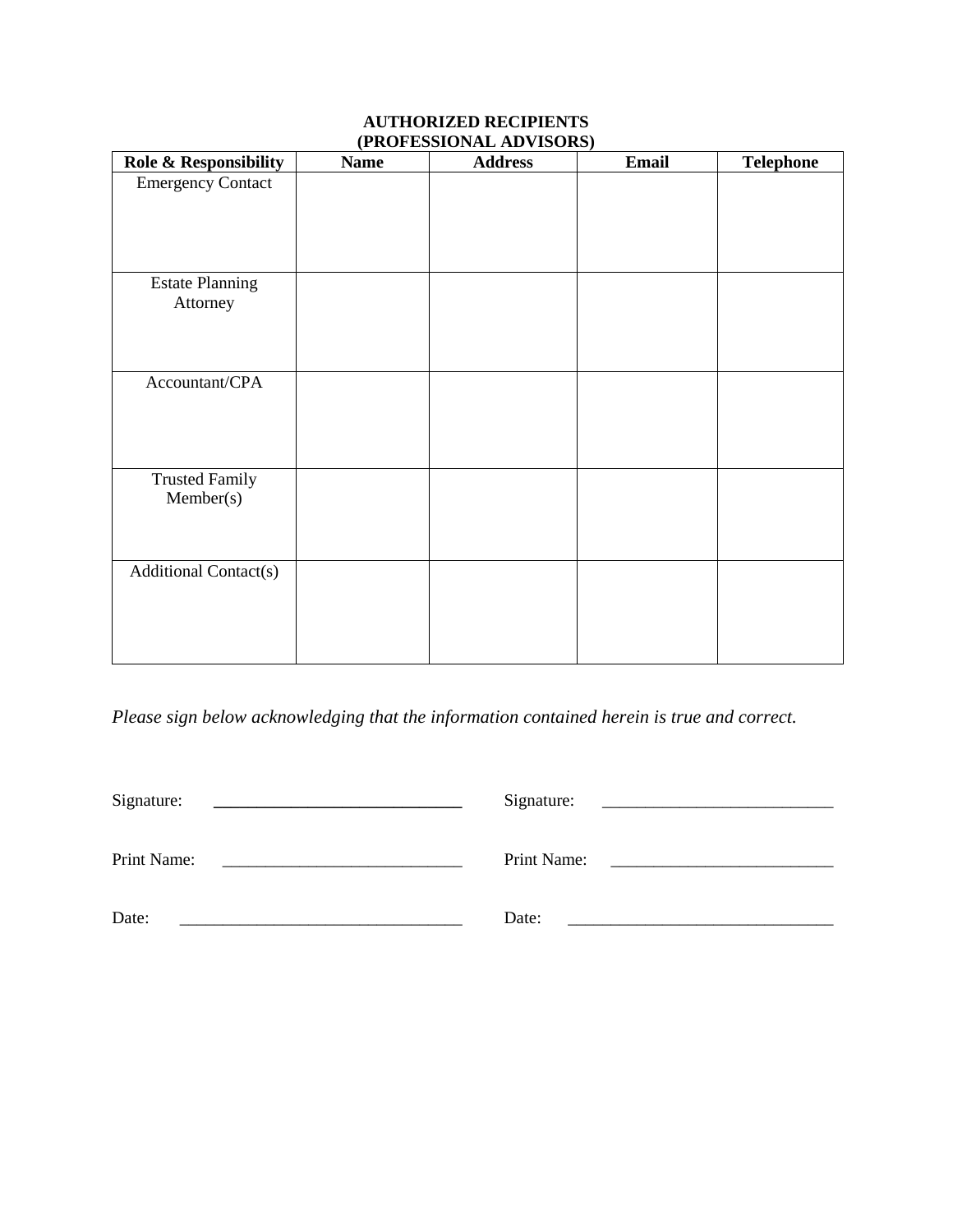**AUTHORIZED RECIPIENTS**
**(PROFESSIONAL ADVISORS)**

| Role & Responsibility | Name | Address | Email | Telephone |
|---|---|---|---|---|
| Emergency Contact | | | | |
| Estate Planning Attorney | | | | |
| Accountant/CPA | | | | |
| Trusted Family Member(s) | | | | |
| Additional Contact(s) | | | | |

*Please sign below acknowledging that the information contained herein is true and correct.*

Signature: ____________________________ Signature: ____________________________

Print Name: ____________________________ Print Name: ____________________________

Date: ____________________________ Date: ____________________________